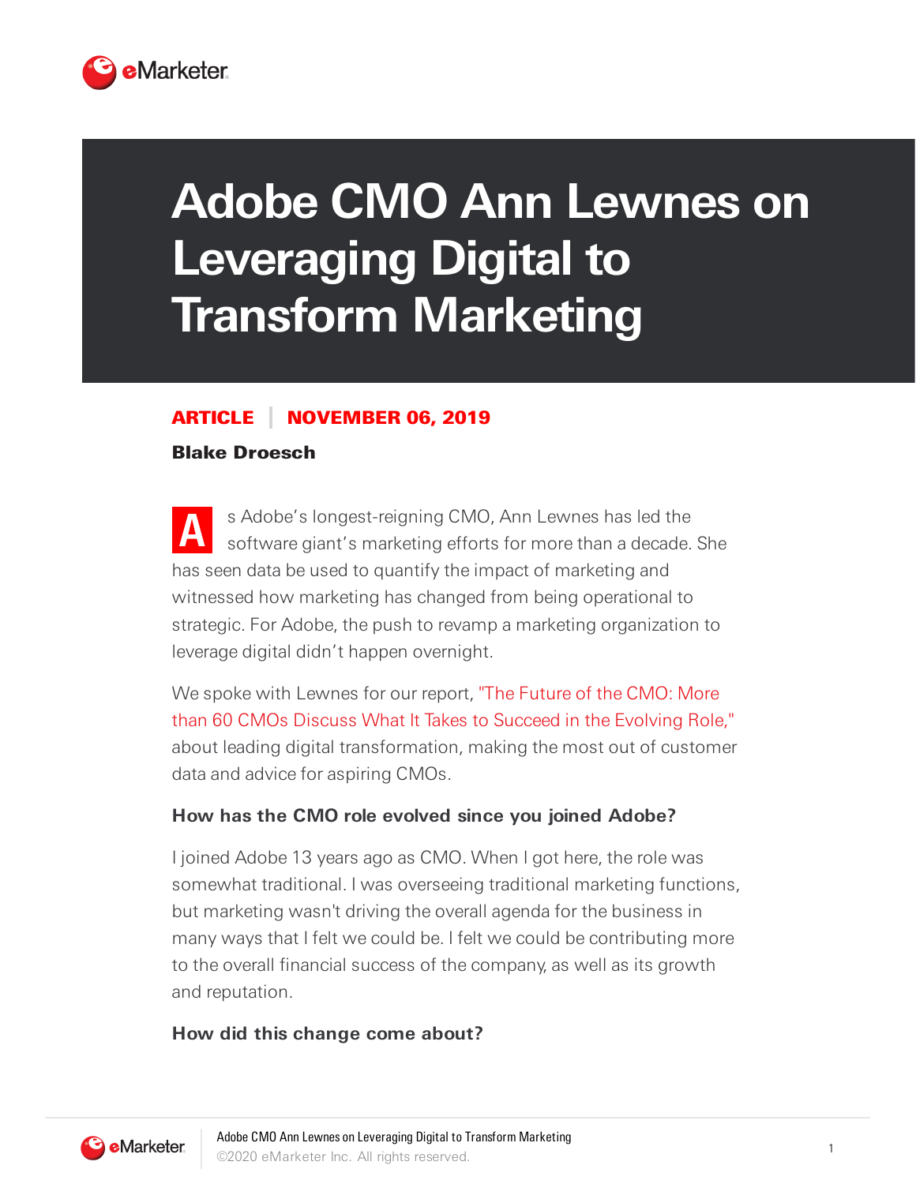# Adobe CMO Ann Lewnes on Leveraging Digital to Transform Marketing

**ARTICLE | NOVEMBER 06, 2019**

**Blake Droesch**

As Adobe's longest-reigning CMO, Ann Lewnes has led the software giant's marketing efforts for more than a decade. She has seen data be used to quantify the impact of marketing and witnessed how marketing has changed from being operational to strategic. For Adobe, the push to revamp a marketing organization to leverage digital didn't happen overnight.

We spoke with Lewnes for our report, "The Future of the CMO: More than 60 CMOs Discuss What It Takes to Succeed in the Evolving Role," about leading digital transformation, making the most out of customer data and advice for aspiring CMOs.

**How has the CMO role evolved since you joined Adobe?**

I joined Adobe 13 years ago as CMO. When I got here, the role was somewhat traditional. I was overseeing traditional marketing functions, but marketing wasn't driving the overall agenda for the business in many ways that I felt we could be. I felt we could be contributing more to the overall financial success of the company, as well as its growth and reputation.

**How did this change come about?**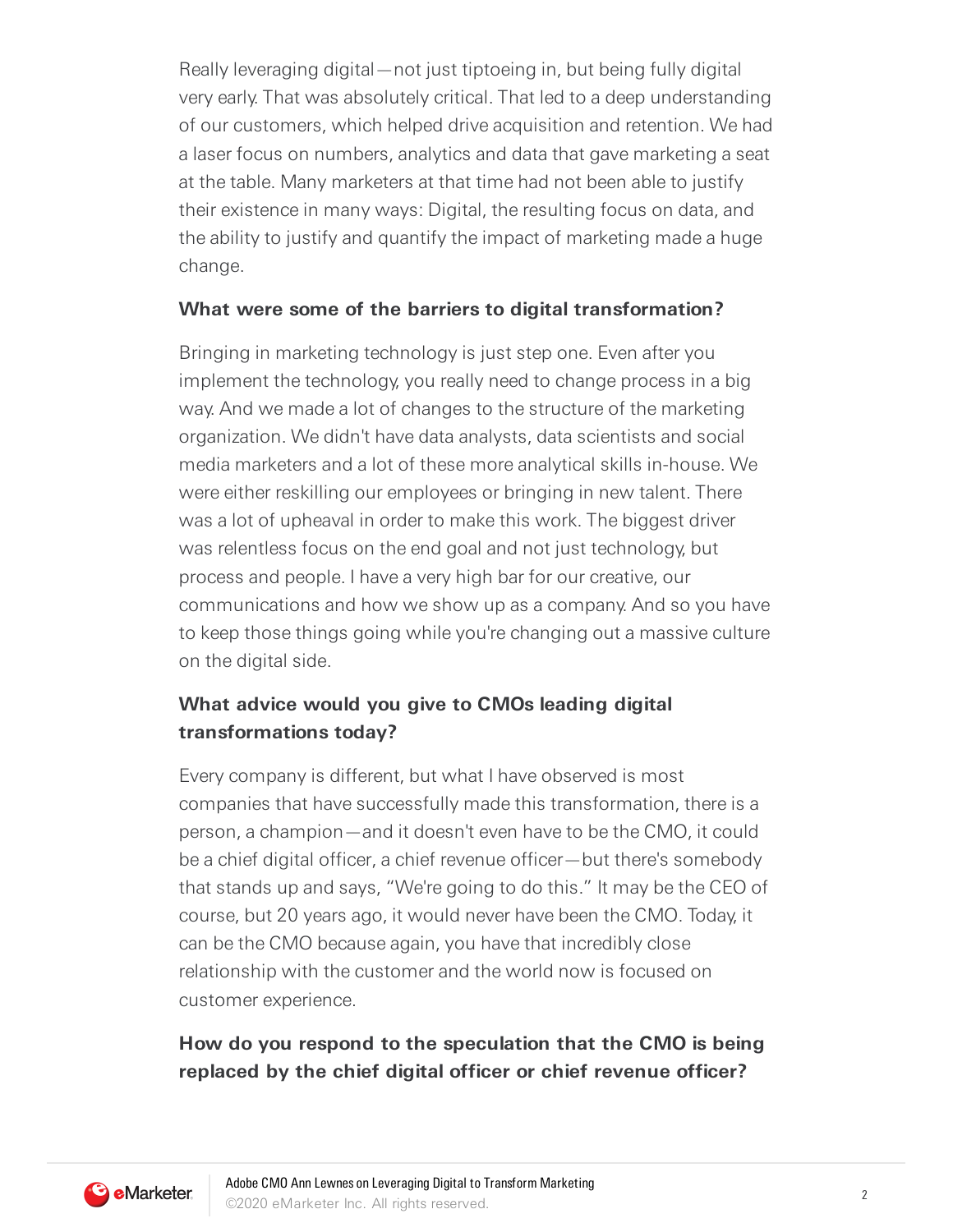Really leveraging digital—not just tiptoeing in, but being fully digital very early. That was absolutely critical. That led to a deep understanding of our customers, which helped drive acquisition and retention. We had a laser focus on numbers, analytics and data that gave marketing a seat at the table. Many marketers at that time had not been able to justify their existence in many ways: Digital, the resulting focus on data, and the ability to justify and quantify the impact of marketing made a huge change.

**What were some of the barriers to digital transformation?**

Bringing in marketing technology is just step one. Even after you implement the technology, you really need to change process in a big way. And we made a lot of changes to the structure of the marketing organization. We didn't have data analysts, data scientists and social media marketers and a lot of these more analytical skills in-house. We were either reskilling our employees or bringing in new talent. There was a lot of upheaval in order to make this work. The biggest driver was relentless focus on the end goal and not just technology, but process and people. I have a very high bar for our creative, our communications and how we show up as a company. And so you have to keep those things going while you're changing out a massive culture on the digital side.

**What advice would you give to CMOs leading digital transformations today?**

Every company is different, but what I have observed is most companies that have successfully made this transformation, there is a person, a champion—and it doesn't even have to be the CMO, it could be a chief digital officer, a chief revenue officer—but there's somebody that stands up and says, "We're going to do this." It may be the CEO of course, but 20 years ago, it would never have been the CMO. Today, it can be the CMO because again, you have that incredibly close relationship with the customer and the world now is focused on customer experience.

**How do you respond to the speculation that the CMO is being replaced by the chief digital officer or chief revenue officer?**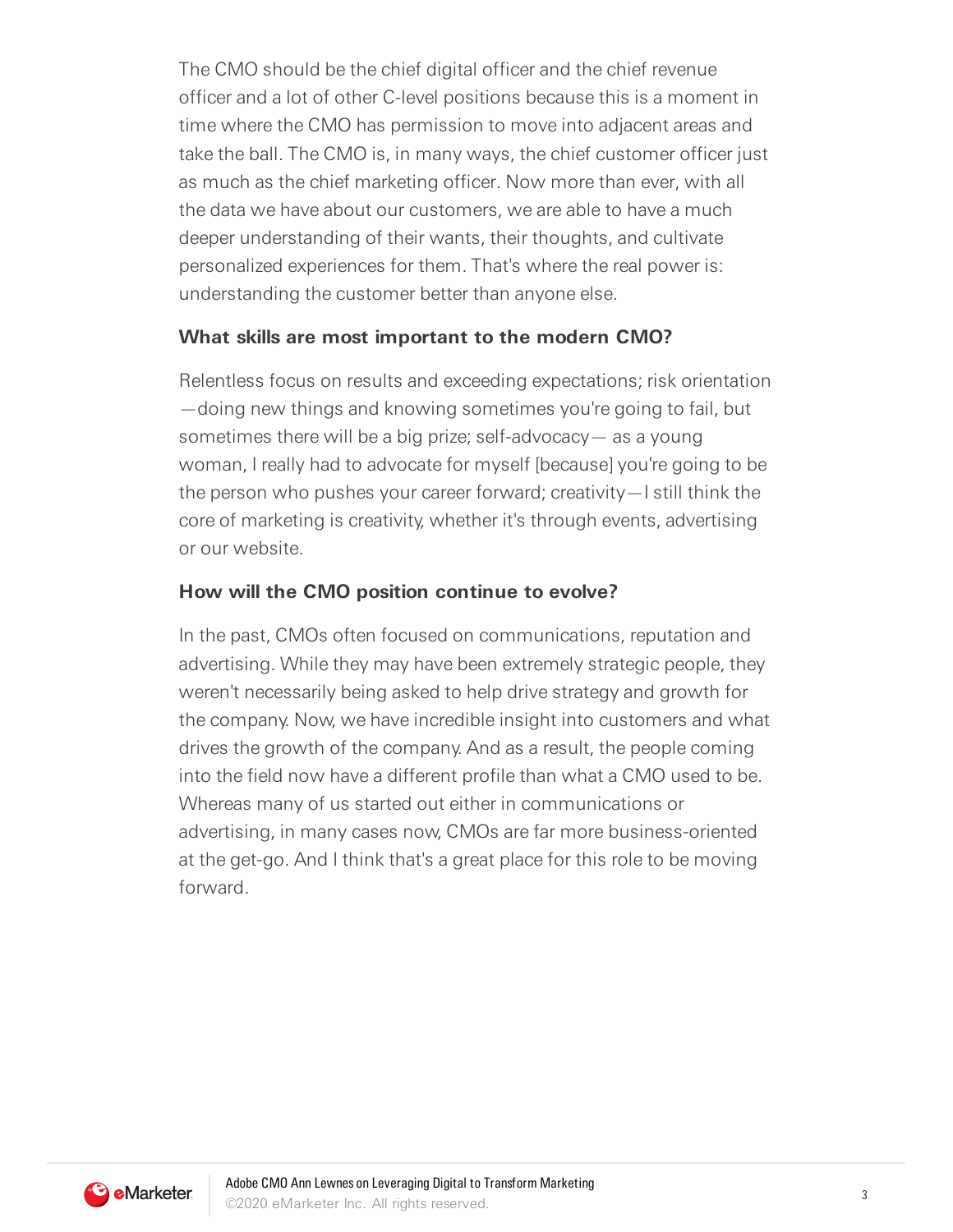The CMO should be the chief digital officer and the chief revenue officer and a lot of other C-level positions because this is a moment in time where the CMO has permission to move into adjacent areas and take the ball. The CMO is, in many ways, the chief customer officer just as much as the chief marketing officer. Now more than ever, with all the data we have about our customers, we are able to have a much deeper understanding of their wants, their thoughts, and cultivate personalized experiences for them. That's where the real power is: understanding the customer better than anyone else.

**What skills are most important to the modern CMO?**

Relentless focus on results and exceeding expectations; risk orientation—doing new things and knowing sometimes you're going to fail, but sometimes there will be a big prize; self-advocacy— as a young woman, I really had to advocate for myself [because] you're going to be the person who pushes your career forward; creativity—I still think the core of marketing is creativity, whether it's through events, advertising or our website.

**How will the CMO position continue to evolve?**

In the past, CMOs often focused on communications, reputation and advertising. While they may have been extremely strategic people, they weren't necessarily being asked to help drive strategy and growth for the company. Now, we have incredible insight into customers and what drives the growth of the company. And as a result, the people coming into the field now have a different profile than what a CMO used to be. Whereas many of us started out either in communications or advertising, in many cases now, CMOs are far more business-oriented at the get-go. And I think that's a great place for this role to be moving forward.